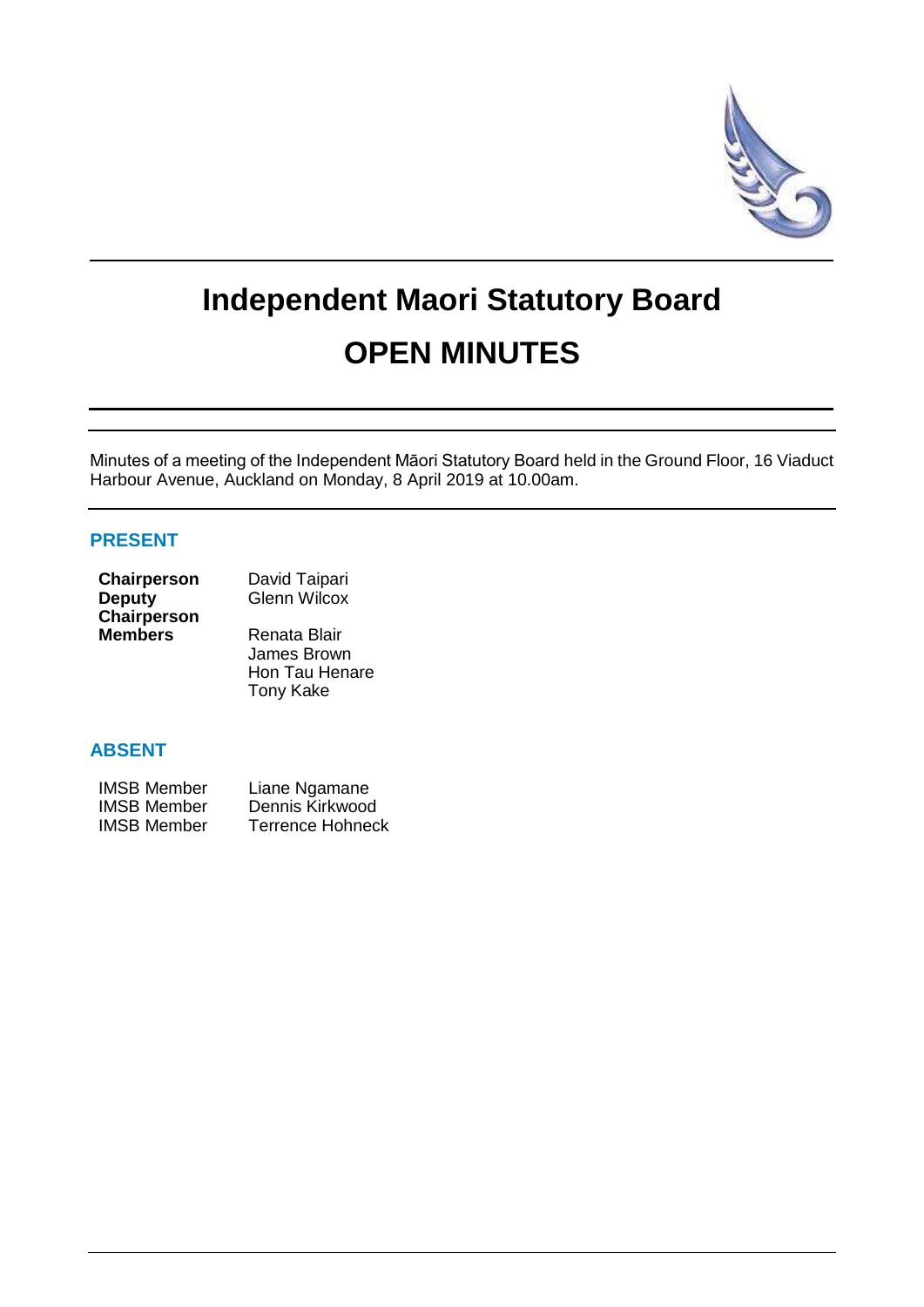# Independent Maori Statutory Board

# OPEN MINUTES

Minutes of a meeting of the Independent Māori Statutory Board held in the Ground Floor, 16 Viaduct Harbour Avenue, Auckland on Monday, 8 April 2019 at 10.00am.

## PRESENT

| | |
|---|---|
| **Chairperson** | David Taipari |
| **Deputy Chairperson** | Glenn Wilcox |
| **Members** | Renata Blair |
| | James Brown |
| | Hon Tau Henare |
| | Tony Kake |

## ABSENT

| | |
|---|---|
| IMSB Member | Liane Ngamane |
| IMSB Member | Dennis Kirkwood |
| IMSB Member | Terrence Hohneck |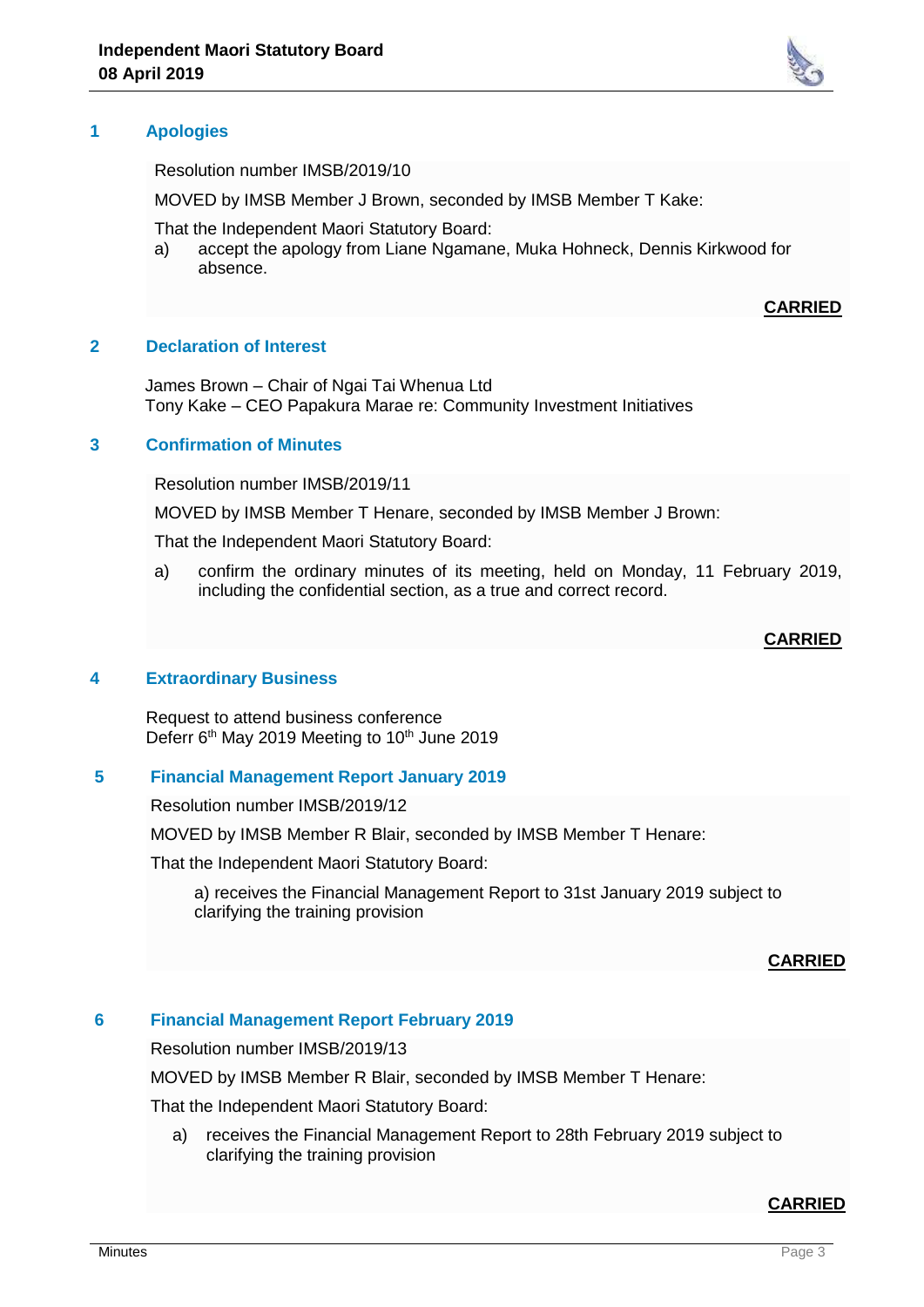## 1 Apologies

Resolution number IMSB/2019/10

MOVED by IMSB Member J Brown, seconded by IMSB Member T Kake:

That the Independent Maori Statutory Board:

a) accept the apology from Liane Ngamane, Muka Hohneck, Dennis Kirkwood for absence.

**CARRIED**

## 2 Declaration of Interest

James Brown – Chair of Ngai Tai Whenua Ltd
Tony Kake – CEO Papakura Marae re: Community Investment Initiatives

## 3 Confirmation of Minutes

Resolution number IMSB/2019/11

MOVED by IMSB Member T Henare, seconded by IMSB Member J Brown:

That the Independent Maori Statutory Board:

a) confirm the ordinary minutes of its meeting, held on Monday, 11 February 2019, including the confidential section, as a true and correct record.

**CARRIED**

## 4 Extraordinary Business

Request to attend business conference
Deferr 6th May 2019 Meeting to 10th June 2019

## 5 Financial Management Report January 2019

Resolution number IMSB/2019/12

MOVED by IMSB Member R Blair, seconded by IMSB Member T Henare:

That the Independent Maori Statutory Board:

a) receives the Financial Management Report to 31st January 2019 subject to clarifying the training provision

**CARRIED**

## 6 Financial Management Report February 2019

Resolution number IMSB/2019/13

MOVED by IMSB Member R Blair, seconded by IMSB Member T Henare:

That the Independent Maori Statutory Board:

a) receives the Financial Management Report to 28th February 2019 subject to clarifying the training provision

**CARRIED**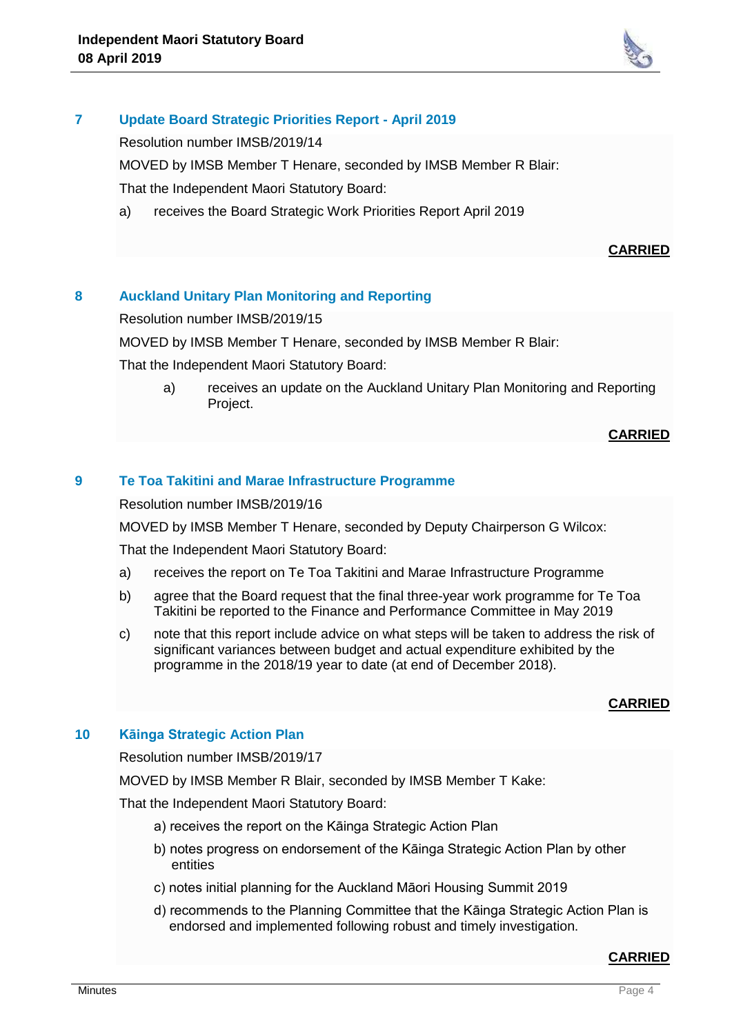## 7 Update Board Strategic Priorities Report - April 2019

Resolution number IMSB/2019/14

MOVED by IMSB Member T Henare, seconded by IMSB Member R Blair:

That the Independent Maori Statutory Board:

a) receives the Board Strategic Work Priorities Report April 2019

**CARRIED**

## 8 Auckland Unitary Plan Monitoring and Reporting

Resolution number IMSB/2019/15

MOVED by IMSB Member T Henare, seconded by IMSB Member R Blair:

That the Independent Maori Statutory Board:

a) receives an update on the Auckland Unitary Plan Monitoring and Reporting Project.

**CARRIED**

## 9 Te Toa Takitini and Marae Infrastructure Programme

Resolution number IMSB/2019/16

MOVED by IMSB Member T Henare, seconded by Deputy Chairperson G Wilcox:

That the Independent Maori Statutory Board:

a) receives the report on Te Toa Takitini and Marae Infrastructure Programme

b) agree that the Board request that the final three-year work programme for Te Toa Takitini be reported to the Finance and Performance Committee in May 2019

c) note that this report include advice on what steps will be taken to address the risk of significant variances between budget and actual expenditure exhibited by the programme in the 2018/19 year to date (at end of December 2018).

**CARRIED**

## 10 Kāinga Strategic Action Plan

Resolution number IMSB/2019/17

MOVED by IMSB Member R Blair, seconded by IMSB Member T Kake:

That the Independent Maori Statutory Board:

a) receives the report on the Kāinga Strategic Action Plan

b) notes progress on endorsement of the Kāinga Strategic Action Plan by other entities

c) notes initial planning for the Auckland Māori Housing Summit 2019

d) recommends to the Planning Committee that the Kāinga Strategic Action Plan is endorsed and implemented following robust and timely investigation.

**CARRIED**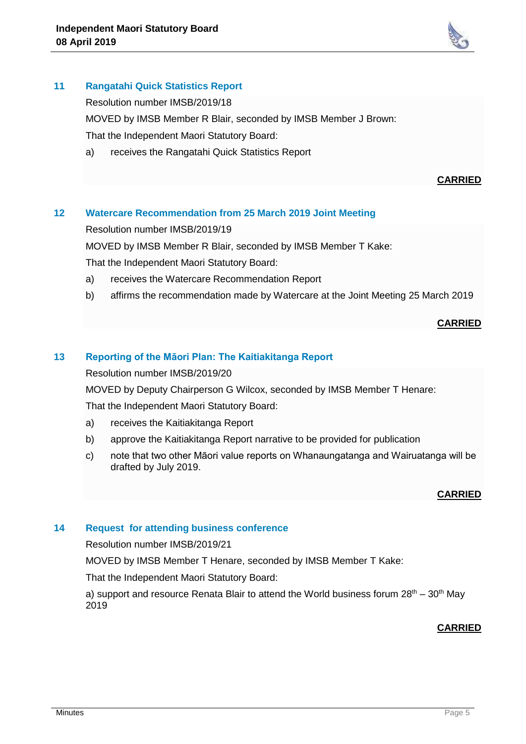## 11 Rangatahi Quick Statistics Report

Resolution number IMSB/2019/18

MOVED by IMSB Member R Blair, seconded by IMSB Member J Brown:

That the Independent Maori Statutory Board:

a) receives the Rangatahi Quick Statistics Report

**CARRIED**

## 12 Watercare Recommendation from 25 March 2019 Joint Meeting

Resolution number IMSB/2019/19

MOVED by IMSB Member R Blair, seconded by IMSB Member T Kake:

That the Independent Maori Statutory Board:

a) receives the Watercare Recommendation Report

b) affirms the recommendation made by Watercare at the Joint Meeting 25 March 2019

**CARRIED**

## 13 Reporting of the Māori Plan: The Kaitiakitanga Report

Resolution number IMSB/2019/20

MOVED by Deputy Chairperson G Wilcox, seconded by IMSB Member T Henare:

That the Independent Maori Statutory Board:

a) receives the Kaitiakitanga Report

b) approve the Kaitiakitanga Report narrative to be provided for publication

c) note that two other Māori value reports on Whanaungatanga and Wairuatanga will be drafted by July 2019.

**CARRIED**

## 14 Request for attending business conference

Resolution number IMSB/2019/21

MOVED by IMSB Member T Henare, seconded by IMSB Member T Kake:

That the Independent Maori Statutory Board:

a) support and resource Renata Blair to attend the World business forum 28th – 30th May 2019

**CARRIED**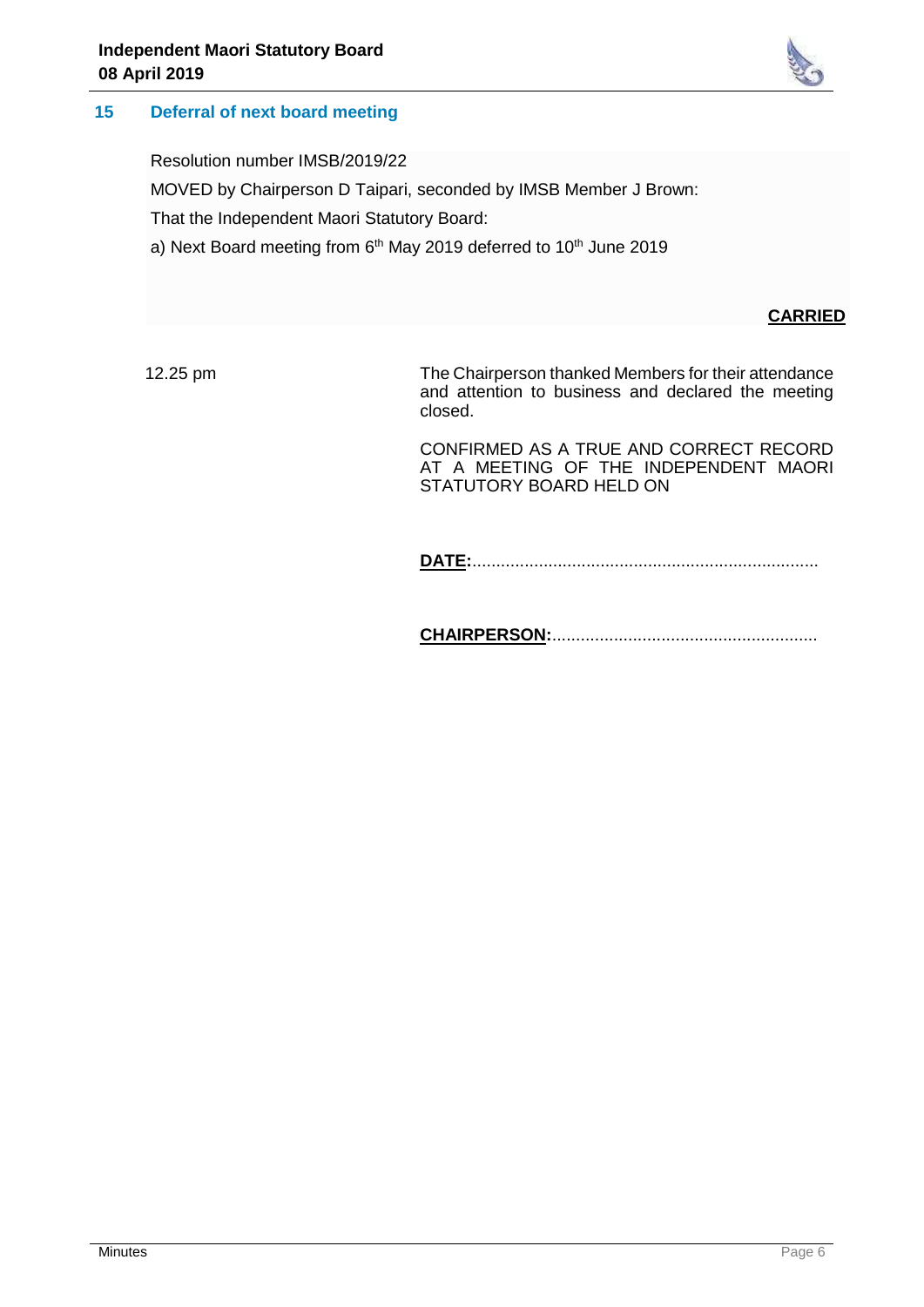## 15 Deferral of next board meeting

Resolution number IMSB/2019/22

MOVED by Chairperson D Taipari, seconded by IMSB Member J Brown:

That the Independent Maori Statutory Board:

a) Next Board meeting from 6th May 2019 deferred to 10th June 2019

**CARRIED**

12.25 pm

The Chairperson thanked Members for their attendance and attention to business and declared the meeting closed.

CONFIRMED AS A TRUE AND CORRECT RECORD AT A MEETING OF THE INDEPENDENT MAORI STATUTORY BOARD HELD ON

**DATE:**.........................................................................

**CHAIRPERSON:**........................................................